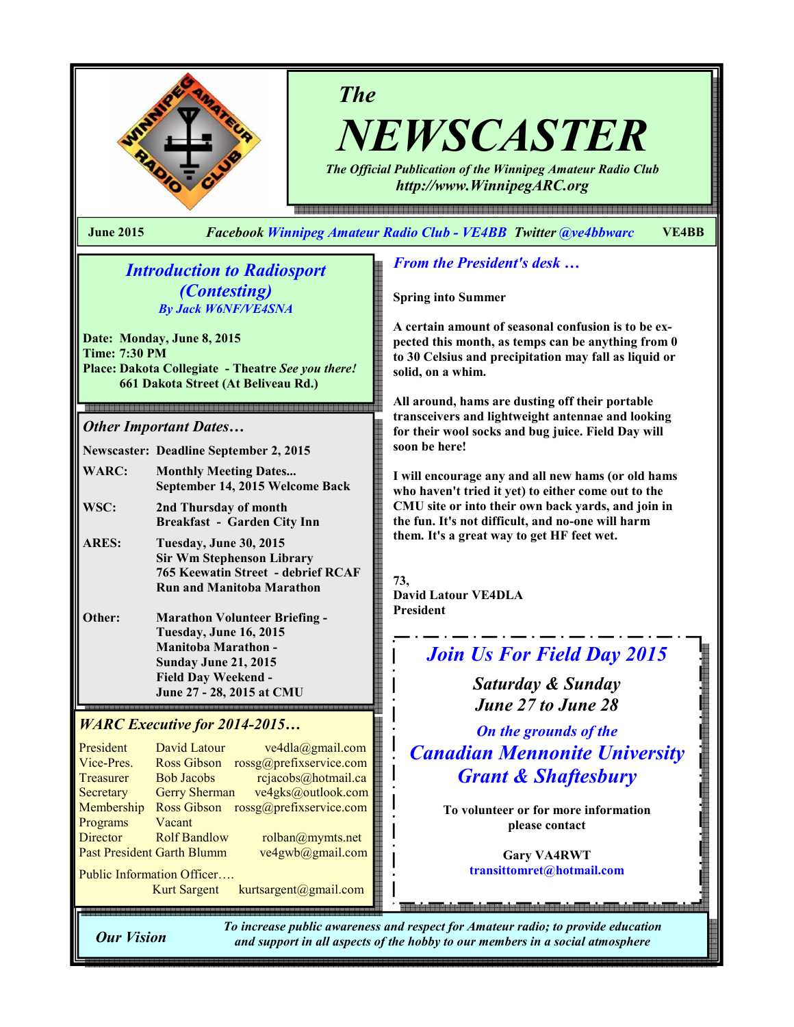# The NEWSCASTER

*The Official Publication of the Winnipeg Amateur Radio Club*

*http://www.WinnipegARC.org*

**June 2015** — *Facebook Winnipeg Amateur Radio Club - VE4BB Twitter @ve4bbwarc* — **VE4BB**

## *Introduction to Radiosport (Contesting)*

*By Jack W6NF/VE4SNA*

**Date: Monday, June 8, 2015**
**Time: 7:30 PM**
**Place: Dakota Collegiate - Theatre** ***See you there!***
**661 Dakota Street (At Beliveau Rd.)**

## *Other Important Dates…*

| | |
|---|---|
| **Newscaster:** | **Deadline September 2, 2015** |
| **WARC:** | **Monthly Meeting Dates... September 14, 2015 Welcome Back** |
| **WSC:** | **2nd Thursday of month Breakfast - Garden City Inn** |
| **ARES:** | **Tuesday, June 30, 2015 Sir Wm Stephenson Library 765 Keewatin Street - debrief RCAF Run and Manitoba Marathon** |
| **Other:** | **Marathon Volunteer Briefing - Tuesday, June 16, 2015 Manitoba Marathon - Sunday June 21, 2015 Field Day Weekend - June 27 - 28, 2015 at CMU** |

## *WARC Executive for 2014-2015…*

| | | |
|---|---|---|
| President | David Latour | ve4dla@gmail.com |
| Vice-Pres. | Ross Gibson | rossg@prefixservice.com |
| Treasurer | Bob Jacobs | rcjacobs@hotmail.ca |
| Secretary | Gerry Sherman | ve4gks@outlook.com |
| Membership | Ross Gibson | rossg@prefixservice.com |
| Programs | Vacant | |
| Director | Rolf Bandlow | rolban@mymts.net |
| Past President | Garth Blumm | ve4gwb@gmail.com |

Public Information Officer….
Kurt Sargent kurtsargent@gmail.com

## *From the President's desk …*

**Spring into Summer**

**A certain amount of seasonal confusion is to be expected this month, as temps can be anything from 0 to 30 Celsius and precipitation may fall as liquid or solid, on a whim.**

**All around, hams are dusting off their portable transceivers and lightweight antennae and looking for their wool socks and bug juice. Field Day will soon be here!**

**I will encourage any and all new hams (or old hams who haven't tried it yet) to either come out to the CMU site or into their own back yards, and join in the fun. It's not difficult, and no-one will harm them. It's a great way to get HF feet wet.**

**73,**
**David Latour VE4DLA**
**President**

## *Join Us For Field Day 2015*

***Saturday & Sunday***
***June 27 to June 28***

*On the grounds of the*

***Canadian Mennonite University***
***Grant & Shaftesbury***

**To volunteer or for more information please contact**

**Gary VA4RWT**
**transittomret@hotmail.com**

***Our Vision*** — *To increase public awareness and respect for Amateur radio; to provide education and support in all aspects of the hobby to our members in a social atmosphere*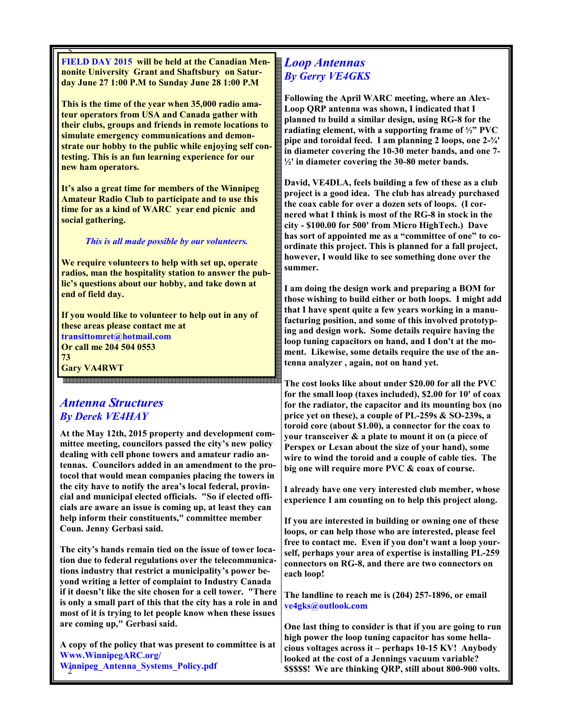**FIELD DAY 2015 will be held at the Canadian Mennonite University Grant and Shaftsbury on Saturday June 27 1:00 P.M to Sunday June 28 1:00 P.M**

**This is the time of the year when 35,000 radio amateur operators from USA and Canada gather with their clubs, groups and friends in remote locations to simulate emergency communications and demonstrate our hobby to the public while enjoying self contesting. This is an fun learning experience for our new ham operators.**

**It's also a great time for members of the Winnipeg Amateur Radio Club to participate and to use this time for as a kind of WARC year end picnic and social gathering.**

***This is all made possible by our volunteers.***

**We require volunteers to help with set up, operate radios, man the hospitality station to answer the public's questions about our hobby, and take down at end of field day.**

**If you would like to volunteer to help out in any of these areas please contact me at transittomret@hotmail.com**
**Or call me 204 504 0553**
**73**
**Gary VA4RWT**

## *Antenna Structures*
### *By Derek VE4HAY*

**At the May 12th, 2015 property and development committee meeting, councilors passed the city's new policy dealing with cell phone towers and amateur radio antennas. Councilors added in an amendment to the protocol that would mean companies placing the towers in the city have to notify the area's local federal, provincial and municipal elected officials. "So if elected officials are aware an issue is coming up, at least they can help inform their constituents," committee member Coun. Jenny Gerbasi said.**

**The city's hands remain tied on the issue of tower location due to federal regulations over the telecommunications industry that restrict a municipality's power beyond writing a letter of complaint to Industry Canada if it doesn't like the site chosen for a cell tower. "There is only a small part of this that the city has a role in and most of it is trying to let people know when these issues are coming up," Gerbasi said.**

**A copy of the policy that was present to committee is at Www.WinnipegARC.org/Winnipeg_Antenna_Systems_Policy.pdf**

## *Loop Antennas*
### *By Gerry VE4GKS*

**Following the April WARC meeting, where an Alex-Loop QRP antenna was shown, I indicated that I planned to build a similar design, using RG-8 for the radiating element, with a supporting frame of ½" PVC pipe and toroidal feed. I am planning 2 loops, one 2-¾' in diameter covering the 10-30 meter bands, and one 7-½' in diameter covering the 30-80 meter bands.**

**David, VE4DLA, feels building a few of these as a club project is a good idea. The club has already purchased the coax cable for over a dozen sets of loops. (I cornered what I think is most of the RG-8 in stock in the city - $100.00 for 500' from Micro HighTech.) Dave has sort of appointed me as a "committee of one" to coordinate this project. This is planned for a fall project, however, I would like to see something done over the summer.**

**I am doing the design work and preparing a BOM for those wishing to build either or both loops. I might add that I have spent quite a few years working in a manufacturing position, and some of this involved prototyping and design work. Some details require having the loop tuning capacitors on hand, and I don't at the moment. Likewise, some details require the use of the antenna analyzer , again, not on hand yet.**

**The cost looks like about under $20.00 for all the PVC for the small loop (taxes included), $2.00 for 10' of coax for the radiator, the capacitor and its mounting box (no price yet on these), a couple of PL-259s & SO-239s, a toroid core (about $1.00), a connector for the coax to your transceiver & a plate to mount it on (a piece of Perspex or Lexan about the size of your hand), some wire to wind the toroid and a couple of cable ties. The big one will require more PVC & coax of course.**

**I already have one very interested club member, whose experience I am counting on to help this project along.**

**If you are interested in building or owning one of these loops, or can help those who are interested, please feel free to contact me. Even if you don't want a loop yourself, perhaps your area of expertise is installing PL-259 connectors on RG-8, and there are two connectors on each loop!**

**The landline to reach me is (204) 257-1896, or email ve4gks@outlook.com**

**One last thing to consider is that if you are going to run high power the loop tuning capacitor has some hellacious voltages across it – perhaps 10-15 KV! Anybody looked at the cost of a Jennings vacuum variable? $$$$$! We are thinking QRP, still about 800-900 volts.**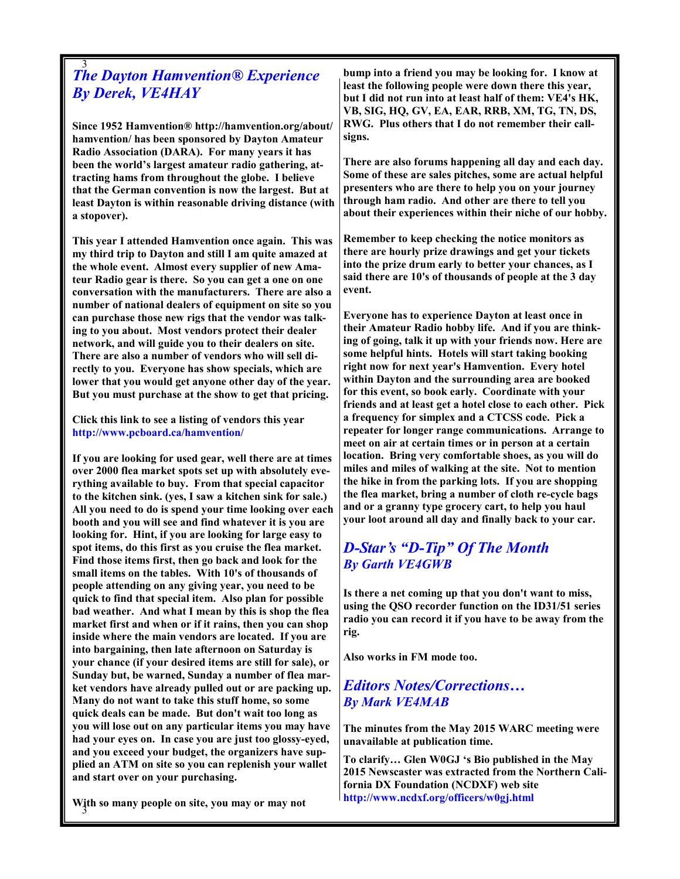## *The Dayton Hamvention® Experience*
## *By Derek, VE4HAY*

**Since 1952 Hamvention® http://hamvention.org/about/hamvention/ has been sponsored by Dayton Amateur Radio Association (DARA). For many years it has been the world's largest amateur radio gathering, attracting hams from throughout the globe. I believe that the German convention is now the largest. But at least Dayton is within reasonable driving distance (with a stopover).**

**This year I attended Hamvention once again. This was my third trip to Dayton and still I am quite amazed at the whole event. Almost every supplier of new Amateur Radio gear is there. So you can get a one on one conversation with the manufacturers. There are also a number of national dealers of equipment on site so you can purchase those new rigs that the vendor was talking to you about. Most vendors protect their dealer network, and will guide you to their dealers on site. There are also a number of vendors who will sell directly to you. Everyone has show specials, which are lower that you would get anyone other day of the year. But you must purchase at the show to get that pricing.**

**Click this link to see a listing of vendors this year http://www.pcboard.ca/hamvention/**

**If you are looking for used gear, well there are at times over 2000 flea market spots set up with absolutely everything available to buy. From that special capacitor to the kitchen sink. (yes, I saw a kitchen sink for sale.) All you need to do is spend your time looking over each booth and you will see and find whatever it is you are looking for. Hint, if you are looking for large easy to spot items, do this first as you cruise the flea market. Find those items first, then go back and look for the small items on the tables. With 10's of thousands of people attending on any giving year, you need to be quick to find that special item. Also plan for possible bad weather. And what I mean by this is shop the flea market first and when or if it rains, then you can shop inside where the main vendors are located. If you are into bargaining, then late afternoon on Saturday is your chance (if your desired items are still for sale), or Sunday but, be warned, Sunday a number of flea market vendors have already pulled out or are packing up. Many do not want to take this stuff home, so some quick deals can be made. But don't wait too long as you will lose out on any particular items you may have had your eyes on. In case you are just too glossy-eyed, and you exceed your budget, the organizers have supplied an ATM on site so you can replenish your wallet and start over on your purchasing.**

**With so many people on site, you may or may not bump into a friend you may be looking for. I know at least the following people were down there this year, but I did not run into at least half of them: VE4's HK, VB, SIG, HQ, GV, EA, EAR, RRB, XM, TG, TN, DS, RWG. Plus others that I do not remember their callsigns.**

**There are also forums happening all day and each day. Some of these are sales pitches, some are actual helpful presenters who are there to help you on your journey through ham radio. And other are there to tell you about their experiences within their niche of our hobby.**

**Remember to keep checking the notice monitors as there are hourly prize drawings and get your tickets into the prize drum early to better your chances, as I said there are 10's of thousands of people at the 3 day event.**

**Everyone has to experience Dayton at least once in their Amateur Radio hobby life. And if you are thinking of going, talk it up with your friends now. Here are some helpful hints. Hotels will start taking booking right now for next year's Hamvention. Every hotel within Dayton and the surrounding area are booked for this event, so book early. Coordinate with your friends and at least get a hotel close to each other. Pick a frequency for simplex and a CTCSS code. Pick a repeater for longer range communications. Arrange to meet on air at certain times or in person at a certain location. Bring very comfortable shoes, as you will do miles and miles of walking at the site. Not to mention the hike in from the parking lots. If you are shopping the flea market, bring a number of cloth re-cycle bags and or a granny type grocery cart, to help you haul your loot around all day and finally back to your car.**

## *D-Star's "D-Tip" Of The Month*
## *By Garth VE4GWB*

**Is there a net coming up that you don't want to miss, using the QSO recorder function on the ID31/51 series radio you can record it if you have to be away from the rig.**

**Also works in FM mode too.**

## *Editors Notes/Corrections…*
## *By Mark VE4MAB*

**The minutes from the May 2015 WARC meeting were unavailable at publication time.**

**To clarify… Glen W0GJ 's Bio published in the May 2015 Newscaster was extracted from the Northern California DX Foundation (NCDXF) web site http://www.ncdxf.org/officers/w0gj.html**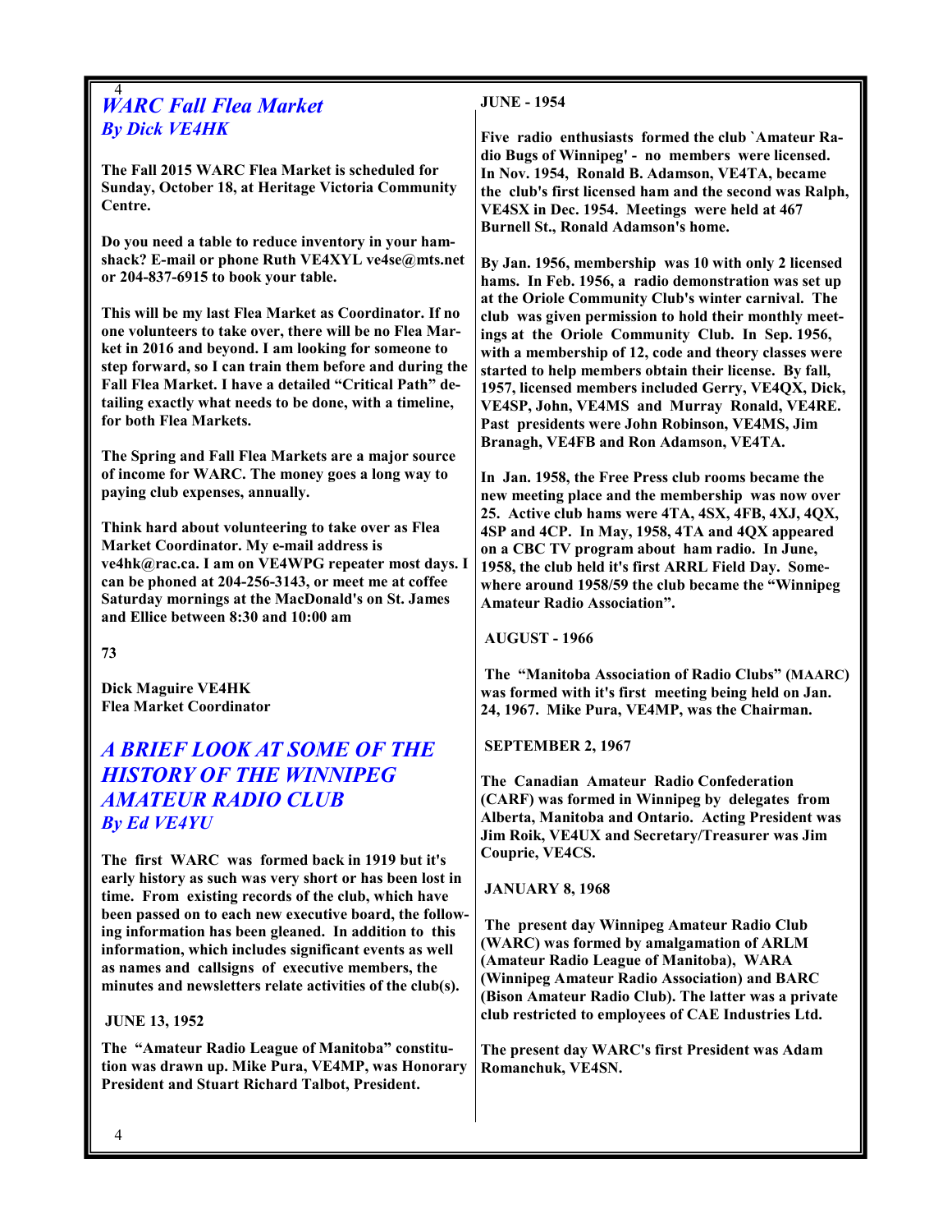## *WARC Fall Flea Market*

***By Dick VE4HK***

**The Fall 2015 WARC Flea Market is scheduled for Sunday, October 18, at Heritage Victoria Community Centre.**

**Do you need a table to reduce inventory in your hamshack? E-mail or phone Ruth VE4XYL ve4se@mts.net or 204-837-6915 to book your table.**

**This will be my last Flea Market as Coordinator. If no one volunteers to take over, there will be no Flea Market in 2016 and beyond. I am looking for someone to step forward, so I can train them before and during the Fall Flea Market. I have a detailed "Critical Path" detailing exactly what needs to be done, with a timeline, for both Flea Markets.**

**The Spring and Fall Flea Markets are a major source of income for WARC. The money goes a long way to paying club expenses, annually.**

**Think hard about volunteering to take over as Flea Market Coordinator. My e-mail address is ve4hk@rac.ca. I am on VE4WPG repeater most days. I can be phoned at 204-256-3143, or meet me at coffee Saturday mornings at the MacDonald's on St. James and Ellice between 8:30 and 10:00 am**

**73**

**Dick Maguire VE4HK**
**Flea Market Coordinator**

## *A BRIEF LOOK AT SOME OF THE HISTORY OF THE WINNIPEG AMATEUR RADIO CLUB*

***By Ed VE4YU***

**The first WARC was formed back in 1919 but it's early history as such was very short or has been lost in time. From existing records of the club, which have been passed on to each new executive board, the following information has been gleaned. In addition to this information, which includes significant events as well as names and callsigns of executive members, the minutes and newsletters relate activities of the club(s).**

**JUNE 13, 1952**

**The "Amateur Radio League of Manitoba" constitution was drawn up. Mike Pura, VE4MP, was Honorary President and Stuart Richard Talbot, President.**

**JUNE - 1954**

**Five radio enthusiasts formed the club `Amateur Radio Bugs of Winnipeg' - no members were licensed. In Nov. 1954, Ronald B. Adamson, VE4TA, became the club's first licensed ham and the second was Ralph, VE4SX in Dec. 1954. Meetings were held at 467 Burnell St., Ronald Adamson's home.**

**By Jan. 1956, membership was 10 with only 2 licensed hams. In Feb. 1956, a radio demonstration was set up at the Oriole Community Club's winter carnival. The club was given permission to hold their monthly meetings at the Oriole Community Club. In Sep. 1956, with a membership of 12, code and theory classes were started to help members obtain their license. By fall, 1957, licensed members included Gerry, VE4QX, Dick, VE4SP, John, VE4MS and Murray Ronald, VE4RE. Past presidents were John Robinson, VE4MS, Jim Branagh, VE4FB and Ron Adamson, VE4TA.**

**In Jan. 1958, the Free Press club rooms became the new meeting place and the membership was now over 25. Active club hams were 4TA, 4SX, 4FB, 4XJ, 4QX, 4SP and 4CP. In May, 1958, 4TA and 4QX appeared on a CBC TV program about ham radio. In June, 1958, the club held it's first ARRL Field Day. Somewhere around 1958/59 the club became the "Winnipeg Amateur Radio Association".**

**AUGUST - 1966**

**The "Manitoba Association of Radio Clubs" (MAARC) was formed with it's first meeting being held on Jan. 24, 1967. Mike Pura, VE4MP, was the Chairman.**

**SEPTEMBER 2, 1967**

**The Canadian Amateur Radio Confederation (CARF) was formed in Winnipeg by delegates from Alberta, Manitoba and Ontario. Acting President was Jim Roik, VE4UX and Secretary/Treasurer was Jim Couprie, VE4CS.**

**JANUARY 8, 1968**

**The present day Winnipeg Amateur Radio Club (WARC) was formed by amalgamation of ARLM (Amateur Radio League of Manitoba), WARA (Winnipeg Amateur Radio Association) and BARC (Bison Amateur Radio Club). The latter was a private club restricted to employees of CAE Industries Ltd.**

**The present day WARC's first President was Adam Romanchuk, VE4SN.**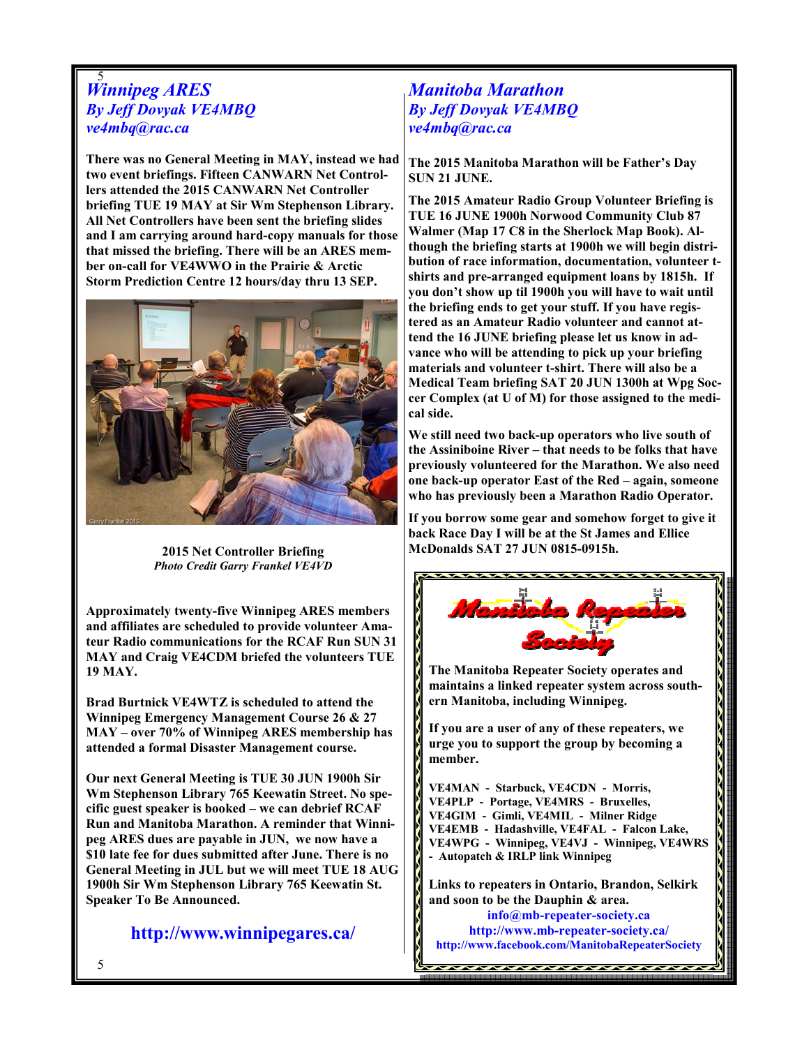## *Winnipeg ARES*

***By Jeff Dovyak VE4MBQ***

***ve4mbq@rac.ca***

**There was no General Meeting in MAY, instead we had two event briefings. Fifteen CANWARN Net Controllers attended the 2015 CANWARN Net Controller briefing TUE 19 MAY at Sir Wm Stephenson Library. All Net Controllers have been sent the briefing slides and I am carrying around hard-copy manuals for those that missed the briefing. There will be an ARES member on-call for VE4WWO in the Prairie & Arctic Storm Prediction Centre 12 hours/day thru 13 SEP.**

**2015 Net Controller Briefing**

***Photo Credit Garry Frankel VE4VD***

**Approximately twenty-five Winnipeg ARES members and affiliates are scheduled to provide volunteer Amateur Radio communications for the RCAF Run SUN 31 MAY and Craig VE4CDM briefed the volunteers TUE 19 MAY.**

**Brad Burtnick VE4WTZ is scheduled to attend the Winnipeg Emergency Management Course 26 & 27 MAY – over 70% of Winnipeg ARES membership has attended a formal Disaster Management course.**

**Our next General Meeting is TUE 30 JUN 1900h Sir Wm Stephenson Library 765 Keewatin Street. No specific guest speaker is booked – we can debrief RCAF Run and Manitoba Marathon. A reminder that Winnipeg ARES dues are payable in JUN, we now have a $10 late fee for dues submitted after June. There is no General Meeting in JUL but we will meet TUE 18 AUG 1900h Sir Wm Stephenson Library 765 Keewatin St. Speaker To Be Announced.**

**http://www.winnipegares.ca/**

## *Manitoba Marathon*

***By Jeff Dovyak VE4MBQ***

***ve4mbq@rac.ca***

**The 2015 Manitoba Marathon will be Father's Day SUN 21 JUNE.**

**The 2015 Amateur Radio Group Volunteer Briefing is TUE 16 JUNE 1900h Norwood Community Club 87 Walmer (Map 17 C8 in the Sherlock Map Book). Although the briefing starts at 1900h we will begin distribution of race information, documentation, volunteer t-shirts and pre-arranged equipment loans by 1815h. If you don't show up til 1900h you will have to wait until the briefing ends to get your stuff. If you have registered as an Amateur Radio volunteer and cannot attend the 16 JUNE briefing please let us know in advance who will be attending to pick up your briefing materials and volunteer t-shirt. There will also be a Medical Team briefing SAT 20 JUN 1300h at Wpg Soccer Complex (at U of M) for those assigned to the medical side.**

**We still need two back-up operators who live south of the Assiniboine River – that needs to be folks that have previously volunteered for the Marathon. We also need one back-up operator East of the Red – again, someone who has previously been a Marathon Radio Operator.**

**If you borrow some gear and somehow forget to give it back Race Day I will be at the St James and Ellice McDonalds SAT 27 JUN 0815-0915h.**

**Manitoba Repeater Society**

**The Manitoba Repeater Society operates and maintains a linked repeater system across southern Manitoba, including Winnipeg.**

**If you are a user of any of these repeaters, we urge you to support the group by becoming a member.**

**VE4MAN - Starbuck, VE4CDN - Morris,**
**VE4PLP - Portage, VE4MRS - Bruxelles,**
**VE4GIM - Gimli, VE4MIL - Milner Ridge**
**VE4EMB - Hadashville, VE4FAL - Falcon Lake,**
**VE4WPG - Winnipeg, VE4VJ - Winnipeg, VE4WRS - Autopatch & IRLP link Winnipeg**

**Links to repeaters in Ontario, Brandon, Selkirk and soon to be the Dauphin & area.**

**info@mb-repeater-society.ca**
**http://www.mb-repeater-society.ca/**
**http://www.facebook.com/ManitobaRepeaterSociety**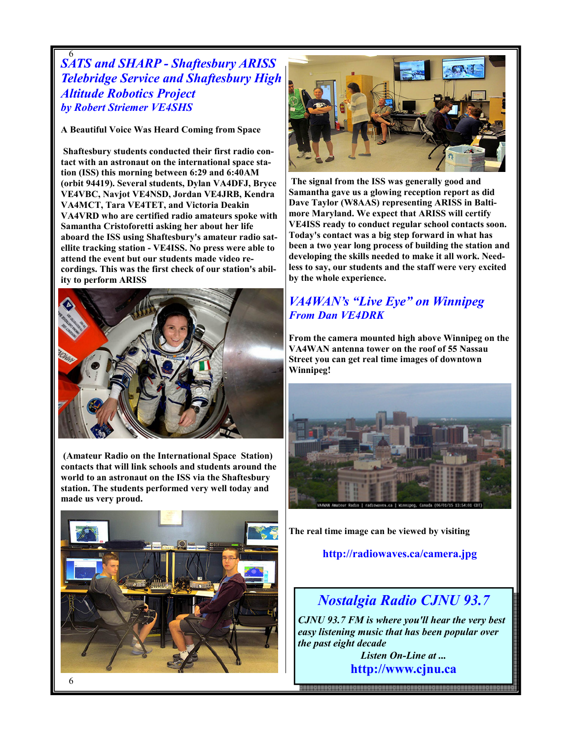## *SATS and SHARP - Shaftesbury ARISS Telebridge Service and Shaftesbury High Altitude Robotics Project*

### *by Robert Striemer VE4SHS*

**A Beautiful Voice Was Heard Coming from Space**

**Shaftesbury students conducted their first radio contact with an astronaut on the international space station (ISS) this morning between 6:29 and 6:40AM (orbit 94419). Several students, Dylan VA4DFJ, Bryce VE4VBC, Navjot VE4NSD, Jordan VE4JRB, Kendra VA4MCT, Tara VE4TET, and Victoria Deakin VA4VRD who are certified radio amateurs spoke with Samantha Cristoforetti asking her about her life aboard the ISS using Shaftesbury's amateur radio satellite tracking station - VE4ISS. No press were able to attend the event but our students made video recordings. This was the first check of our station's ability to perform ARISS (Amateur Radio on the International Space Station) contacts that will link schools and students around the world to an astronaut on the ISS via the Shaftesbury station. The students performed very well today and made us very proud.**

**The signal from the ISS was generally good and Samantha gave us a glowing reception report as did Dave Taylor (W8AAS) representing ARISS in Baltimore Maryland. We expect that ARISS will certify VE4ISS ready to conduct regular school contacts soon. Today's contact was a big step forward in what has been a two year long process of building the station and developing the skills needed to make it all work. Needless to say, our students and the staff were very excited by the whole experience.**

## *VA4WAN's "Live Eye" on Winnipeg*

### *From Dan VE4DRK*

**From the camera mounted high above Winnipeg on the VA4WAN antenna tower on the roof of 55 Nassau Street you can get real time images of downtown Winnipeg!**

**The real time image can be viewed by visiting**

**http://radiowaves.ca/camera.jpg**

## *Nostalgia Radio CJNU 93.7*

***CJNU 93.7 FM is where you'll hear the very best easy listening music that has been popular over the past eight decade***

***Listen On-Line at ...***

**http://www.cjnu.ca**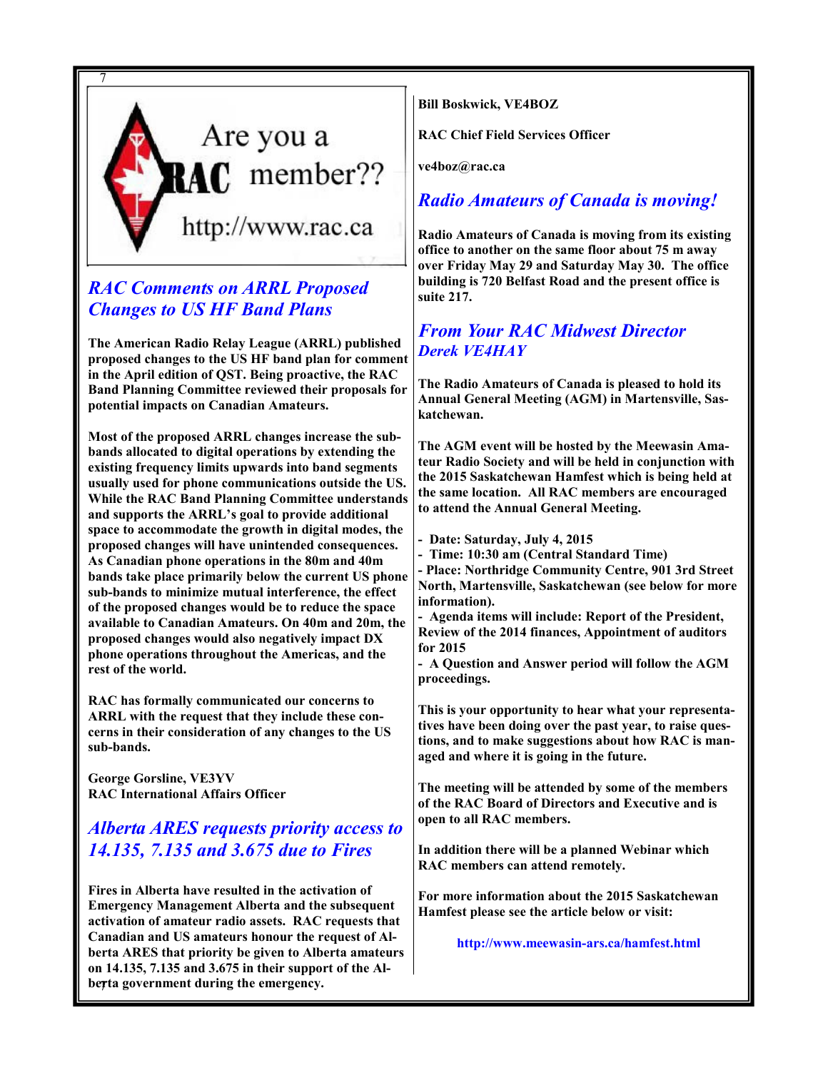Are you a RAC member?? http://www.rac.ca

## RAC Comments on ARRL Proposed Changes to US HF Band Plans

**The American Radio Relay League (ARRL) published proposed changes to the US HF band plan for comment in the April edition of QST. Being proactive, the RAC Band Planning Committee reviewed their proposals for potential impacts on Canadian Amateurs.**

**Most of the proposed ARRL changes increase the sub-bands allocated to digital operations by extending the existing frequency limits upwards into band segments usually used for phone communications outside the US. While the RAC Band Planning Committee understands and supports the ARRL's goal to provide additional space to accommodate the growth in digital modes, the proposed changes will have unintended consequences. As Canadian phone operations in the 80m and 40m bands take place primarily below the current US phone sub-bands to minimize mutual interference, the effect of the proposed changes would be to reduce the space available to Canadian Amateurs. On 40m and 20m, the proposed changes would also negatively impact DX phone operations throughout the Americas, and the rest of the world.**

**RAC has formally communicated our concerns to ARRL with the request that they include these concerns in their consideration of any changes to the US sub-bands.**

**George Gorsline, VE3YV**
**RAC International Affairs Officer**

## Alberta ARES requests priority access to 14.135, 7.135 and 3.675 due to Fires

**Fires in Alberta have resulted in the activation of Emergency Management Alberta and the subsequent activation of amateur radio assets. RAC requests that Canadian and US amateurs honour the request of Alberta ARES that priority be given to Alberta amateurs on 14.135, 7.135 and 3.675 in their support of the Alberta government during the emergency.**

**Bill Boskwick, VE4BOZ**

**RAC Chief Field Services Officer**

**ve4boz@rac.ca**

## Radio Amateurs of Canada is moving!

**Radio Amateurs of Canada is moving from its existing office to another on the same floor about 75 m away over Friday May 29 and Saturday May 30. The office building is 720 Belfast Road and the present office is suite 217.**

## From Your RAC Midwest Director
### Derek VE4HAY

**The Radio Amateurs of Canada is pleased to hold its Annual General Meeting (AGM) in Martensville, Saskatchewan.**

**The AGM event will be hosted by the Meewasin Amateur Radio Society and will be held in conjunction with the 2015 Saskatchewan Hamfest which is being held at the same location. All RAC members are encouraged to attend the Annual General Meeting.**

- **Date: Saturday, July 4, 2015**
- **Time: 10:30 am (Central Standard Time)**
- **Place: Northridge Community Centre, 901 3rd Street North, Martensville, Saskatchewan (see below for more information).**
- **Agenda items will include: Report of the President, Review of the 2014 finances, Appointment of auditors for 2015**
- **A Question and Answer period will follow the AGM proceedings.**

**This is your opportunity to hear what your representatives have been doing over the past year, to raise questions, and to make suggestions about how RAC is managed and where it is going in the future.**

**The meeting will be attended by some of the members of the RAC Board of Directors and Executive and is open to all RAC members.**

**In addition there will be a planned Webinar which RAC members can attend remotely.**

**For more information about the 2015 Saskatchewan Hamfest please see the article below or visit:**

**http://www.meewasin-ars.ca/hamfest.html**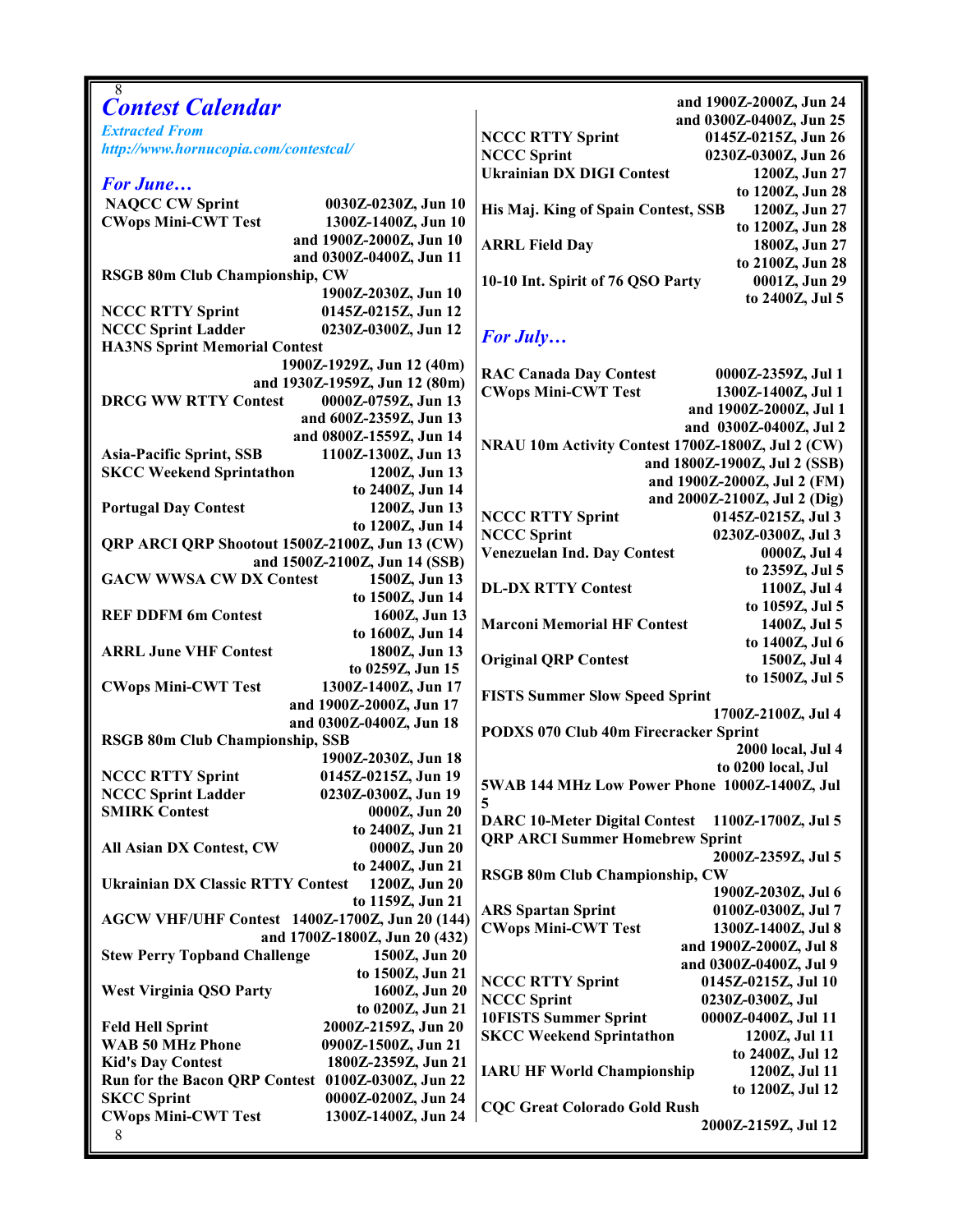# Contest Calendar

*Extracted From http://www.hornucopia.com/contestcal/*

## *For June…*

**NAQCC CW Sprint** 0030Z-0230Z, Jun 10
**CWops Mini-CWT Test** 1300Z-1400Z, Jun 10
and 1900Z-2000Z, Jun 10
and 0300Z-0400Z, Jun 11
**RSGB 80m Club Championship, CW**
1900Z-2030Z, Jun 10
**NCCC RTTY Sprint** 0145Z-0215Z, Jun 12
**NCCC Sprint Ladder** 0230Z-0300Z, Jun 12
**HA3NS Sprint Memorial Contest**
1900Z-1929Z, Jun 12 (40m)
and 1930Z-1959Z, Jun 12 (80m)
**DRCG WW RTTY Contest** 0000Z-0759Z, Jun 13
and 600Z-2359Z, Jun 13
and 0800Z-1559Z, Jun 14
**Asia-Pacific Sprint, SSB** 1100Z-1300Z, Jun 13
**SKCC Weekend Sprintathon** 1200Z, Jun 13
to 2400Z, Jun 14
**Portugal Day Contest** 1200Z, Jun 13
to 1200Z, Jun 14
**QRP ARCI QRP Shootout** 1500Z-2100Z, Jun 13 (CW)
and 1500Z-2100Z, Jun 14 (SSB)
**GACW WWSA CW DX Contest** 1500Z, Jun 13
to 1500Z, Jun 14
**REF DDFM 6m Contest** 1600Z, Jun 13
to 1600Z, Jun 14
**ARRL June VHF Contest** 1800Z, Jun 13
to 0259Z, Jun 15
**CWops Mini-CWT Test** 1300Z-1400Z, Jun 17
and 1900Z-2000Z, Jun 17
and 0300Z-0400Z, Jun 18
**RSGB 80m Club Championship, SSB**
1900Z-2030Z, Jun 18
**NCCC RTTY Sprint** 0145Z-0215Z, Jun 19
**NCCC Sprint Ladder** 0230Z-0300Z, Jun 19
**SMIRK Contest** 0000Z, Jun 20
to 2400Z, Jun 21
**All Asian DX Contest, CW** 0000Z, Jun 20
to 2400Z, Jun 21
**Ukrainian DX Classic RTTY Contest** 1200Z, Jun 20
to 1159Z, Jun 21
**AGCW VHF/UHF Contest** 1400Z-1700Z, Jun 20 (144)
and 1700Z-1800Z, Jun 20 (432)
**Stew Perry Topband Challenge** 1500Z, Jun 20
to 1500Z, Jun 21
**West Virginia QSO Party** 1600Z, Jun 20
to 0200Z, Jun 21
**Feld Hell Sprint** 2000Z-2159Z, Jun 20
**WAB 50 MHz Phone** 0900Z-1500Z, Jun 21
**Kid's Day Contest** 1800Z-2359Z, Jun 21
**Run for the Bacon QRP Contest** 0100Z-0300Z, Jun 22
**SKCC Sprint** 0000Z-0200Z, Jun 24
**CWops Mini-CWT Test** 1300Z-1400Z, Jun 24
and 1900Z-2000Z, Jun 24
and 0300Z-0400Z, Jun 25
**NCCC RTTY Sprint** 0145Z-0215Z, Jun 26
**NCCC Sprint** 0230Z-0300Z, Jun 26
**Ukrainian DX DIGI Contest** 1200Z, Jun 27
to 1200Z, Jun 28
**His Maj. King of Spain Contest, SSB** 1200Z, Jun 27
to 1200Z, Jun 28
**ARRL Field Day** 1800Z, Jun 27
to 2100Z, Jun 28
**10-10 Int. Spirit of 76 QSO Party** 0001Z, Jun 29
to 2400Z, Jul 5

## *For July…*

**RAC Canada Day Contest** 0000Z-2359Z, Jul 1
**CWops Mini-CWT Test** 1300Z-1400Z, Jul 1
and 1900Z-2000Z, Jul 1
and 0300Z-0400Z, Jul 2
**NRAU 10m Activity Contest** 1700Z-1800Z, Jul 2 (CW)
and 1800Z-1900Z, Jul 2 (SSB)
and 1900Z-2000Z, Jul 2 (FM)
and 2000Z-2100Z, Jul 2 (Dig)
**NCCC RTTY Sprint** 0145Z-0215Z, Jul 3
**NCCC Sprint** 0230Z-0300Z, Jul 3
**Venezuelan Ind. Day Contest** 0000Z, Jul 4
to 2359Z, Jul 5
**DL-DX RTTY Contest** 1100Z, Jul 4
to 1059Z, Jul 5
**Marconi Memorial HF Contest** 1400Z, Jul 5
to 1400Z, Jul 6
**Original QRP Contest** 1500Z, Jul 4
to 1500Z, Jul 5
**FISTS Summer Slow Speed Sprint**
1700Z-2100Z, Jul 4
**PODXS 070 Club 40m Firecracker Sprint**
2000 local, Jul 4
to 0200 local, Jul
**5WAB 144 MHz Low Power Phone** 1000Z-1400Z, Jul 5
**DARC 10-Meter Digital Contest** 1100Z-1700Z, Jul 5
**QRP ARCI Summer Homebrew Sprint**
2000Z-2359Z, Jul 5
**RSGB 80m Club Championship, CW**
1900Z-2030Z, Jul 6
**ARS Spartan Sprint** 0100Z-0300Z, Jul 7
**CWops Mini-CWT Test** 1300Z-1400Z, Jul 8
and 1900Z-2000Z, Jul 8
and 0300Z-0400Z, Jul 9
**NCCC RTTY Sprint** 0145Z-0215Z, Jul 10
**NCCC Sprint** 0230Z-0300Z, Jul
**10FISTS Summer Sprint** 0000Z-0400Z, Jul 11
**SKCC Weekend Sprintathon** 1200Z, Jul 11
to 2400Z, Jul 12
**IARU HF World Championship** 1200Z, Jul 11
to 1200Z, Jul 12
**CQC Great Colorado Gold Rush**
2000Z-2159Z, Jul 12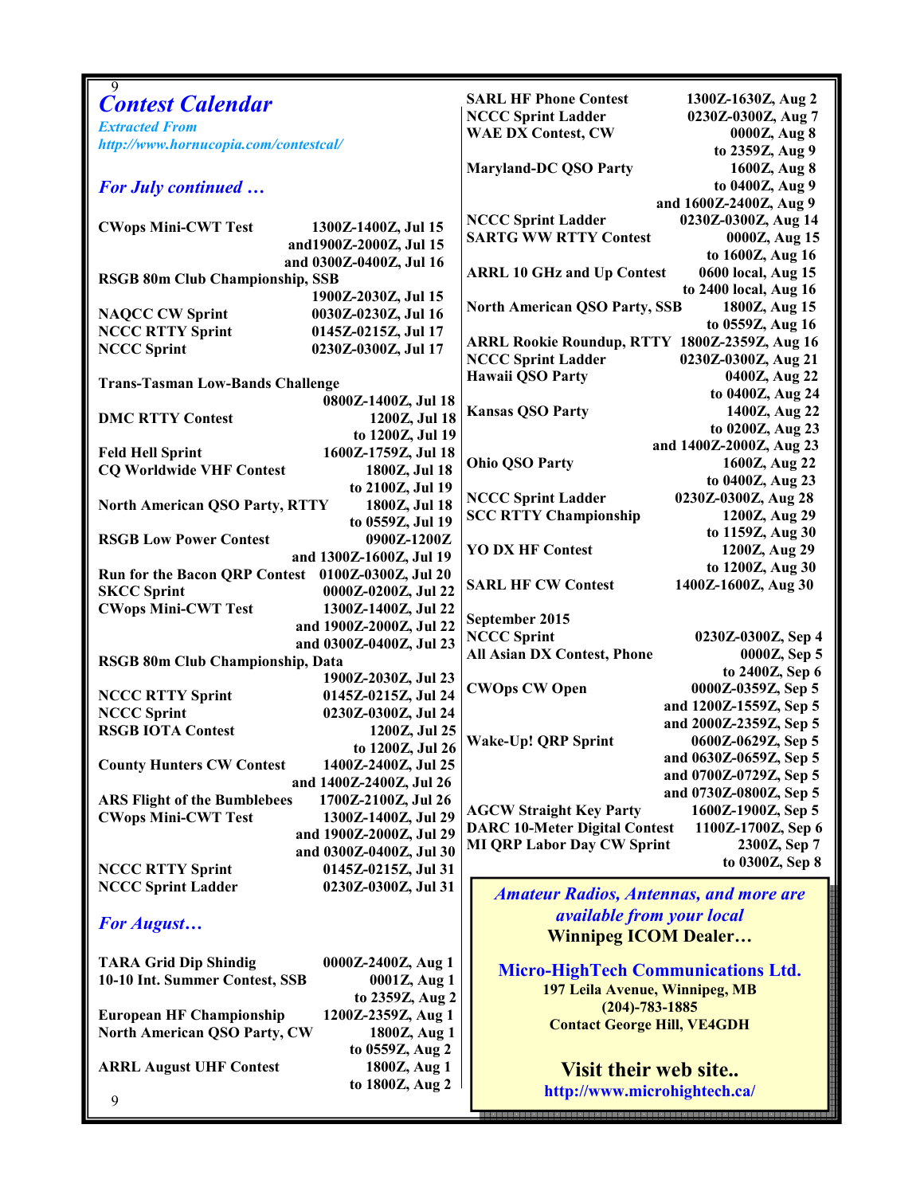# Contest Calendar

*Extracted From*
*http://www.hornucopia.com/contestcal/*

## *For July continued …*

| Contest | Time |
|---|---|
| **CWops Mini-CWT Test** | **1300Z-1400Z, Jul 15 and1900Z-2000Z, Jul 15 and 0300Z-0400Z, Jul 16** |
| **RSGB 80m Club Championship, SSB** | **1900Z-2030Z, Jul 15** |
| **NAQCC CW Sprint** | **0030Z-0230Z, Jul 16** |
| **NCCC RTTY Sprint** | **0145Z-0215Z, Jul 17** |
| **NCCC Sprint** | **0230Z-0300Z, Jul 17** |
| **Trans-Tasman Low-Bands Challenge** | **0800Z-1400Z, Jul 18** |
| **DMC RTTY Contest** | **1200Z, Jul 18 to 1200Z, Jul 19** |
| **Feld Hell Sprint** | **1600Z-1759Z, Jul 18** |
| **CQ Worldwide VHF Contest** | **1800Z, Jul 18 to 2100Z, Jul 19** |
| **North American QSO Party, RTTY** | **1800Z, Jul 18 to 0559Z, Jul 19** |
| **RSGB Low Power Contest** | **0900Z-1200Z and 1300Z-1600Z, Jul 19** |
| **Run for the Bacon QRP Contest** | **0100Z-0300Z, Jul 20** |
| **SKCC Sprint** | **0000Z-0200Z, Jul 22** |
| **CWops Mini-CWT Test** | **1300Z-1400Z, Jul 22 and 1900Z-2000Z, Jul 22 and 0300Z-0400Z, Jul 23** |
| **RSGB 80m Club Championship, Data** | **1900Z-2030Z, Jul 23** |
| **NCCC RTTY Sprint** | **0145Z-0215Z, Jul 24** |
| **NCCC Sprint** | **0230Z-0300Z, Jul 24** |
| **RSGB IOTA Contest** | **1200Z, Jul 25 to 1200Z, Jul 26** |
| **County Hunters CW Contest** | **1400Z-2400Z, Jul 25 and 1400Z-2400Z, Jul 26** |
| **ARS Flight of the Bumblebees** | **1700Z-2100Z, Jul 26** |
| **CWops Mini-CWT Test** | **1300Z-1400Z, Jul 29 and 1900Z-2000Z, Jul 29 and 0300Z-0400Z, Jul 30** |
| **NCCC RTTY Sprint** | **0145Z-0215Z, Jul 31** |
| **NCCC Sprint Ladder** | **0230Z-0300Z, Jul 31** |

## *For August…*

| Contest | Time |
|---|---|
| **TARA Grid Dip Shindig** | **0000Z-2400Z, Aug 1** |
| **10-10 Int. Summer Contest, SSB** | **0001Z, Aug 1 to 2359Z, Aug 2** |
| **European HF Championship** | **1200Z-2359Z, Aug 1** |
| **North American QSO Party, CW** | **1800Z, Aug 1 to 0559Z, Aug 2** |
| **ARRL August UHF Contest** | **1800Z, Aug 1 to 1800Z, Aug 2** |
| **SARL HF Phone Contest** | **1300Z-1630Z, Aug 2** |
| **NCCC Sprint Ladder** | **0230Z-0300Z, Aug 7** |
| **WAE DX Contest, CW** | **0000Z, Aug 8 to 2359Z, Aug 9** |
| **Maryland-DC QSO Party** | **1600Z, Aug 8 to 0400Z, Aug 9 and 1600Z-2400Z, Aug 9** |
| **NCCC Sprint Ladder** | **0230Z-0300Z, Aug 14** |
| **SARTG WW RTTY Contest** | **0000Z, Aug 15 to 1600Z, Aug 16** |
| **ARRL 10 GHz and Up Contest** | **0600 local, Aug 15 to 2400 local, Aug 16** |
| **North American QSO Party, SSB** | **1800Z, Aug 15 to 0559Z, Aug 16** |
| **ARRL Rookie Roundup, RTTY** | **1800Z-2359Z, Aug 16** |
| **NCCC Sprint Ladder** | **0230Z-0300Z, Aug 21** |
| **Hawaii QSO Party** | **0400Z, Aug 22 to 0400Z, Aug 24** |
| **Kansas QSO Party** | **1400Z, Aug 22 to 0200Z, Aug 23 and 1400Z-2000Z, Aug 23** |
| **Ohio QSO Party** | **1600Z, Aug 22 to 0400Z, Aug 23** |
| **NCCC Sprint Ladder** | **0230Z-0300Z, Aug 28** |
| **SCC RTTY Championship** | **1200Z, Aug 29 to 1159Z, Aug 30** |
| **YO DX HF Contest** | **1200Z, Aug 29 to 1200Z, Aug 30** |
| **SARL HF CW Contest** | **1400Z-1600Z, Aug 30** |

## September 2015

| Contest | Time |
|---|---|
| **NCCC Sprint** | **0230Z-0300Z, Sep 4** |
| **All Asian DX Contest, Phone** | **0000Z, Sep 5 to 2400Z, Sep 6** |
| **CWOps CW Open** | **0000Z-0359Z, Sep 5 and 1200Z-1559Z, Sep 5 and 2000Z-2359Z, Sep 5** |
| **Wake-Up! QRP Sprint** | **0600Z-0629Z, Sep 5 and 0630Z-0659Z, Sep 5 and 0700Z-0729Z, Sep 5 and 0730Z-0800Z, Sep 5** |
| **AGCW Straight Key Party** | **1600Z-1900Z, Sep 5** |
| **DARC 10-Meter Digital Contest** | **1100Z-1700Z, Sep 6** |
| **MI QRP Labor Day CW Sprint** | **2300Z, Sep 7 to 0300Z, Sep 8** |

---

*Amateur Radios, Antennas, and more are available from your local*
**Winnipeg ICOM Dealer…**

**Micro-HighTech Communications Ltd.**
**197 Leila Avenue, Winnipeg, MB**
**(204)-783-1885**
**Contact George Hill, VE4GDH**

**Visit their web site..**
**http://www.microhightech.ca/**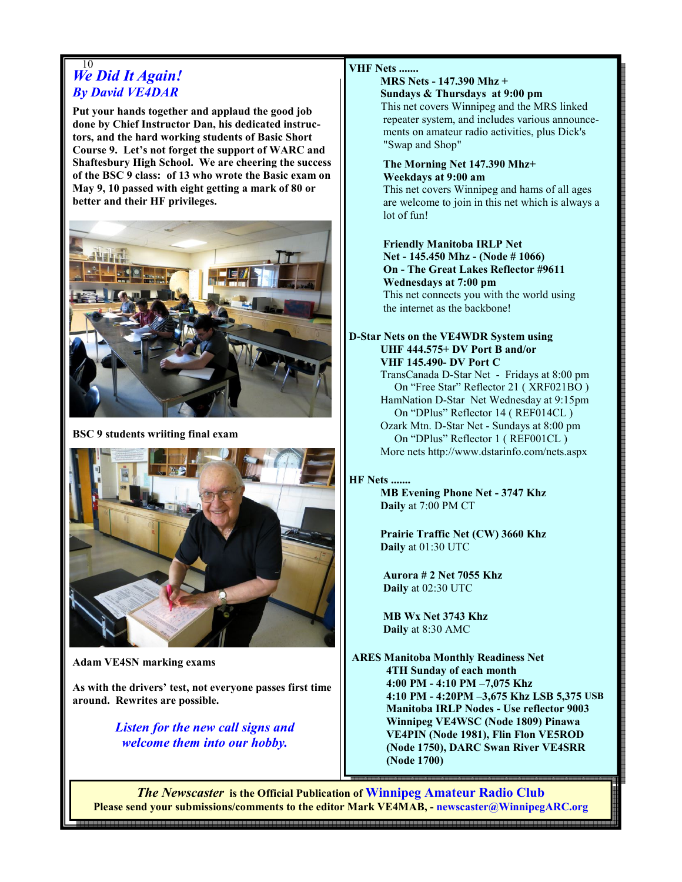## *We Did It Again!*
### *By David VE4DAR*

**Put your hands together and applaud the good job done by Chief Instructor Dan, his dedicated instructors, and the hard working students of Basic Short Course 9. Let's not forget the support of WARC and Shaftesbury High School. We are cheering the success of the BSC 9 class: of 13 who wrote the Basic exam on May 9, 10 passed with eight getting a mark of 80 or better and their HF privileges.**

**BSC 9 students wriiting final exam**

**Adam VE4SN marking exams**

**As with the drivers' test, not everyone passes first time around. Rewrites are possible.**

***Listen for the new call signs and welcome them into our hobby.***

**VHF Nets .......**

**MRS Nets - 147.390 Mhz +**
**Sundays & Thursdays at 9:00 pm**
This net covers Winnipeg and the MRS linked repeater system, and includes various announcements on amateur radio activities, plus Dick's "Swap and Shop"

**The Morning Net 147.390 Mhz+**
**Weekdays at 9:00 am**
This net covers Winnipeg and hams of all ages are welcome to join in this net which is always a lot of fun!

**Friendly Manitoba IRLP Net**
**Net - 145.450 Mhz - (Node # 1066)**
**On - The Great Lakes Reflector #9611**
**Wednesdays at 7:00 pm**
This net connects you with the world using the internet as the backbone!

**D-Star Nets on the VE4WDR System using**
**UHF 444.575+ DV Port B and/or**
**VHF 145.490- DV Port C**
TransCanada D-Star Net - Fridays at 8:00 pm
On "Free Star" Reflector 21 ( XRF021BO )
HamNation D-Star Net Wednesday at 9:15pm
On "DPlus" Reflector 14 ( REF014CL )
Ozark Mtn. D-Star Net - Sundays at 8:00 pm
On "DPlus" Reflector 1 ( REF001CL )
More nets http://www.dstarinfo.com/nets.aspx

**HF Nets .......**

**MB Evening Phone Net - 3747 Khz**
**Daily** at 7:00 PM CT

**Prairie Traffic Net (CW) 3660 Khz**
**Daily** at 01:30 UTC

**Aurora # 2 Net 7055 Khz**
**Daily** at 02:30 UTC

**MB Wx Net 3743 Khz**
**Daily** at 8:30 AMC

**ARES Manitoba Monthly Readiness Net**
**4TH Sunday of each month**
**4:00 PM - 4:10 PM –7,075 Khz**
**4:10 PM - 4:20PM –3,675 Khz LSB 5,375 USB**
**Manitoba IRLP Nodes - Use reflector 9003**
**Winnipeg VE4WSC (Node 1809) Pinawa VE4PIN (Node 1981), Flin Flon VE5ROD (Node 1750), DARC Swan River VE4SRR (Node 1700)**

***The Newscaster*** **is the Official Publication of Winnipeg Amateur Radio Club**
**Please send your submissions/comments to the editor Mark VE4MAB, - newscaster@WinnipegARC.org**